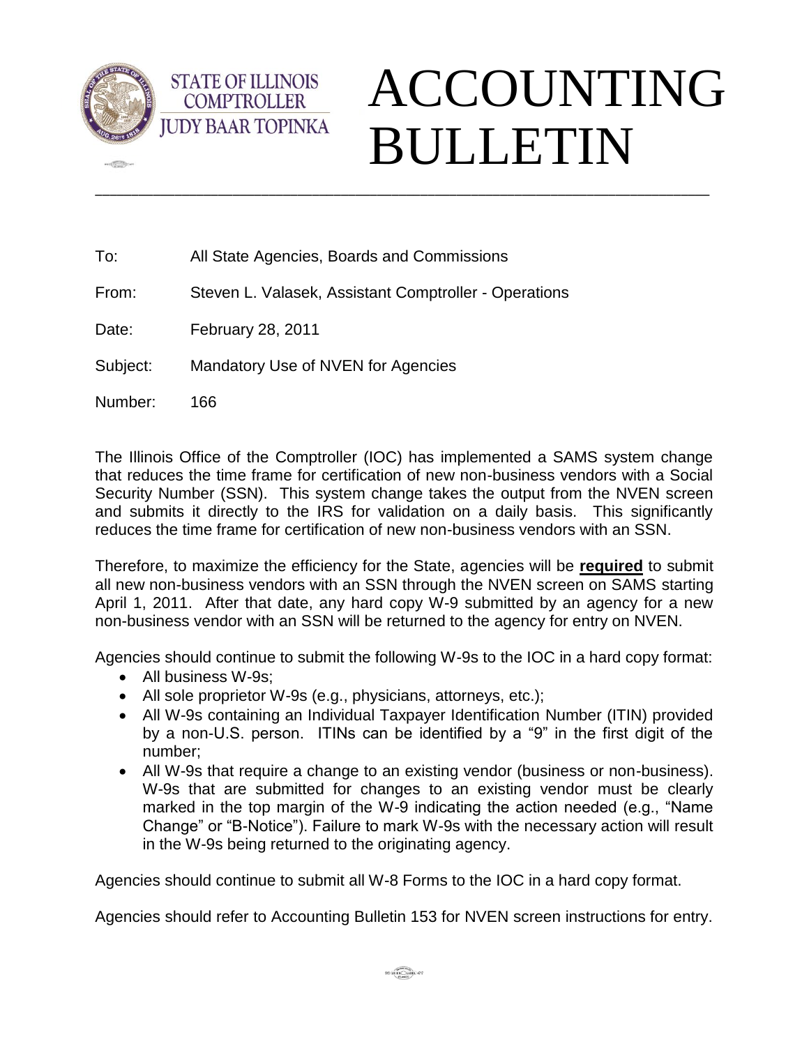STATE OF ILLINOIS
COMPTROLLER
JUDY BAAR TOPINKA

# ACCOUNTING BULLETIN

---

To: All State Agencies, Boards and Commissions

From: Steven L. Valasek, Assistant Comptroller - Operations

Date: February 28, 2011

Subject: Mandatory Use of NVEN for Agencies

Number: 166

The Illinois Office of the Comptroller (IOC) has implemented a SAMS system change that reduces the time frame for certification of new non-business vendors with a Social Security Number (SSN). This system change takes the output from the NVEN screen and submits it directly to the IRS for validation on a daily basis. This significantly reduces the time frame for certification of new non-business vendors with an SSN.

Therefore, to maximize the efficiency for the State, agencies will be **required** to submit all new non-business vendors with an SSN through the NVEN screen on SAMS starting April 1, 2011. After that date, any hard copy W-9 submitted by an agency for a new non-business vendor with an SSN will be returned to the agency for entry on NVEN.

Agencies should continue to submit the following W-9s to the IOC in a hard copy format:

- All business W-9s;
- All sole proprietor W-9s (e.g., physicians, attorneys, etc.);
- All W-9s containing an Individual Taxpayer Identification Number (ITIN) provided by a non-U.S. person. ITINs can be identified by a "9" in the first digit of the number;
- All W-9s that require a change to an existing vendor (business or non-business). W-9s that are submitted for changes to an existing vendor must be clearly marked in the top margin of the W-9 indicating the action needed (e.g., "Name Change" or "B-Notice"). Failure to mark W-9s with the necessary action will result in the W-9s being returned to the originating agency.

Agencies should continue to submit all W-8 Forms to the IOC in a hard copy format.

Agencies should refer to Accounting Bulletin 153 for NVEN screen instructions for entry.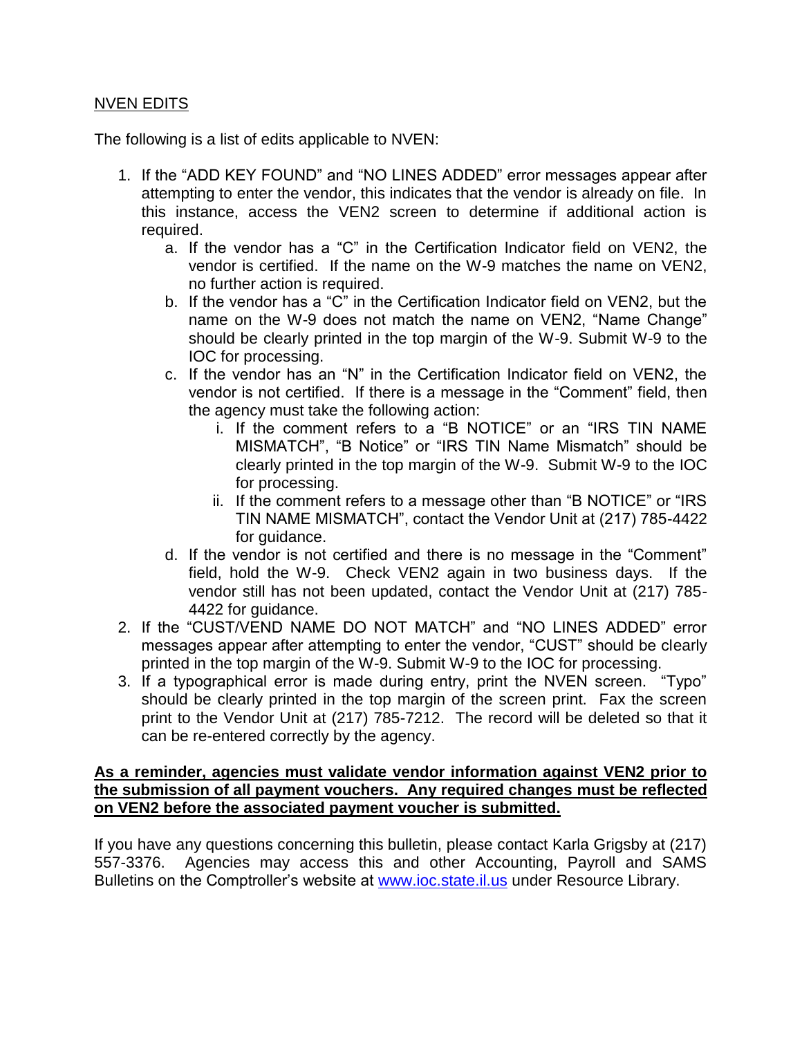NVEN EDITS

The following is a list of edits applicable to NVEN:

1. If the "ADD KEY FOUND" and "NO LINES ADDED" error messages appear after attempting to enter the vendor, this indicates that the vendor is already on file. In this instance, access the VEN2 screen to determine if additional action is required.
   a. If the vendor has a "C" in the Certification Indicator field on VEN2, the vendor is certified. If the name on the W-9 matches the name on VEN2, no further action is required.
   b. If the vendor has a "C" in the Certification Indicator field on VEN2, but the name on the W-9 does not match the name on VEN2, "Name Change" should be clearly printed in the top margin of the W-9. Submit W-9 to the IOC for processing.
   c. If the vendor has an "N" in the Certification Indicator field on VEN2, the vendor is not certified. If there is a message in the "Comment" field, then the agency must take the following action:
      i. If the comment refers to a "B NOTICE" or an "IRS TIN NAME MISMATCH", "B Notice" or "IRS TIN Name Mismatch" should be clearly printed in the top margin of the W-9. Submit W-9 to the IOC for processing.
      ii. If the comment refers to a message other than "B NOTICE" or "IRS TIN NAME MISMATCH", contact the Vendor Unit at (217) 785-4422 for guidance.
   d. If the vendor is not certified and there is no message in the "Comment" field, hold the W-9. Check VEN2 again in two business days. If the vendor still has not been updated, contact the Vendor Unit at (217) 785-4422 for guidance.
2. If the "CUST/VEND NAME DO NOT MATCH" and "NO LINES ADDED" error messages appear after attempting to enter the vendor, "CUST" should be clearly printed in the top margin of the W-9. Submit W-9 to the IOC for processing.
3. If a typographical error is made during entry, print the NVEN screen. "Typo" should be clearly printed in the top margin of the screen print. Fax the screen print to the Vendor Unit at (217) 785-7212. The record will be deleted so that it can be re-entered correctly by the agency.

**As a reminder, agencies must validate vendor information against VEN2 prior to the submission of all payment vouchers. Any required changes must be reflected on VEN2 before the associated payment voucher is submitted.**

If you have any questions concerning this bulletin, please contact Karla Grigsby at (217) 557-3376. Agencies may access this and other Accounting, Payroll and SAMS Bulletins on the Comptroller's website at www.ioc.state.il.us under Resource Library.